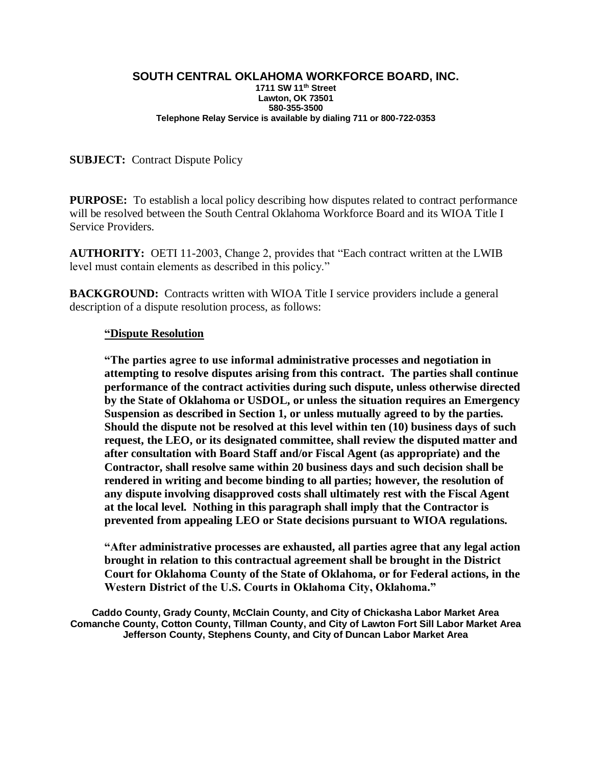# SOUTH CENTRAL OKLAHOMA WORKFORCE BOARD, INC.

**1711 SW 11th Street**
**Lawton, OK 73501**
**580-355-3500**
**Telephone Relay Service is available by dialing 711 or 800-722-0353**

**SUBJECT:** Contract Dispute Policy

**PURPOSE:** To establish a local policy describing how disputes related to contract performance will be resolved between the South Central Oklahoma Workforce Board and its WIOA Title I Service Providers.

**AUTHORITY:** OETI 11-2003, Change 2, provides that "Each contract written at the LWIB level must contain elements as described in this policy."

**BACKGROUND:** Contracts written with WIOA Title I service providers include a general description of a dispute resolution process, as follows:

> **"<u>Dispute Resolution</u>**
>
> **"The parties agree to use informal administrative processes and negotiation in attempting to resolve disputes arising from this contract. The parties shall continue performance of the contract activities during such dispute, unless otherwise directed by the State of Oklahoma or USDOL, or unless the situation requires an Emergency Suspension as described in Section 1, or unless mutually agreed to by the parties. Should the dispute not be resolved at this level within ten (10) business days of such request, the LEO, or its designated committee, shall review the disputed matter and after consultation with Board Staff and/or Fiscal Agent (as appropriate) and the Contractor, shall resolve same within 20 business days and such decision shall be rendered in writing and become binding to all parties; however, the resolution of any dispute involving disapproved costs shall ultimately rest with the Fiscal Agent at the local level. Nothing in this paragraph shall imply that the Contractor is prevented from appealing LEO or State decisions pursuant to WIOA regulations.**
>
> **"After administrative processes are exhausted, all parties agree that any legal action brought in relation to this contractual agreement shall be brought in the District Court for Oklahoma County of the State of Oklahoma, or for Federal actions, in the Western District of the U.S. Courts in Oklahoma City, Oklahoma."**

**Caddo County, Grady County, McClain County, and City of Chickasha Labor Market Area**
**Comanche County, Cotton County, Tillman County, and City of Lawton Fort Sill Labor Market Area**
**Jefferson County, Stephens County, and City of Duncan Labor Market Area**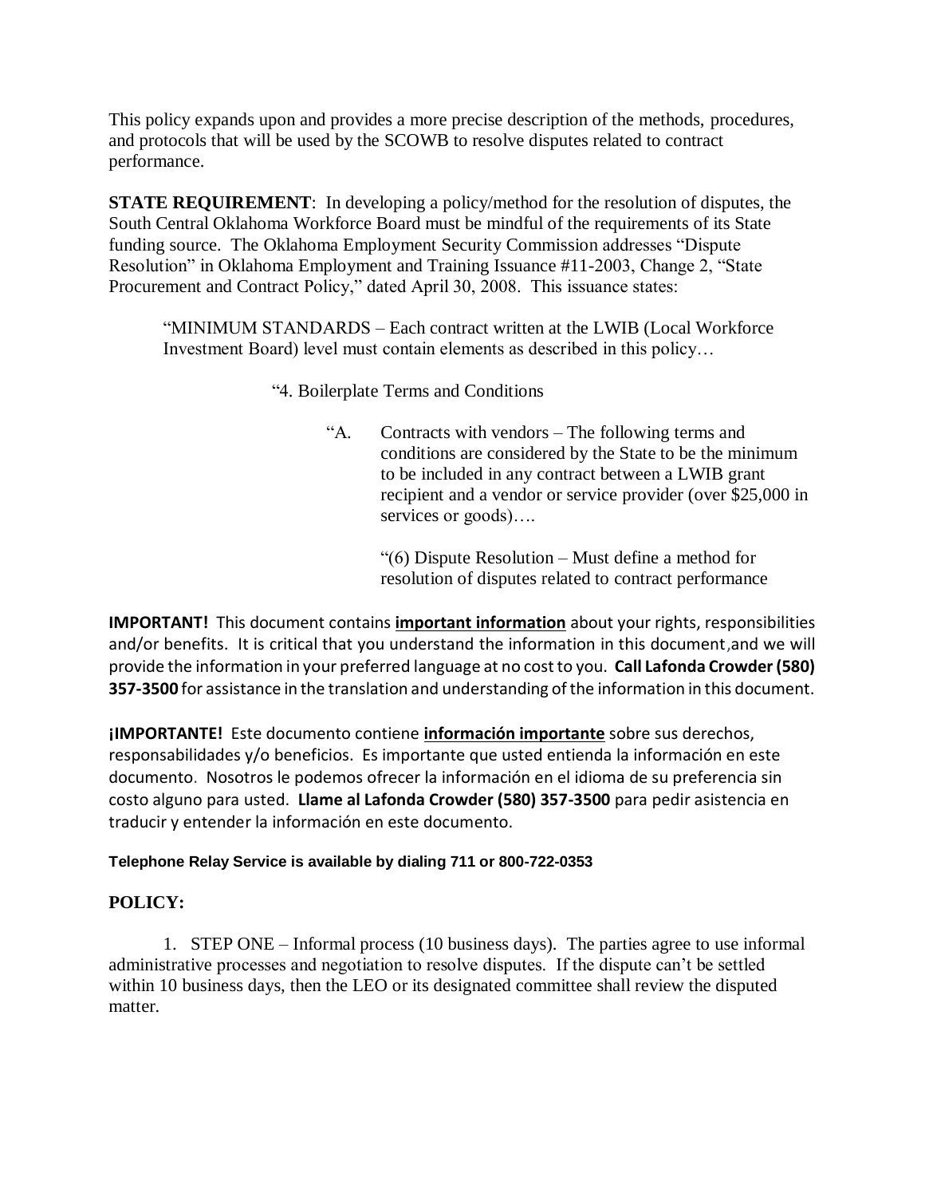This policy expands upon and provides a more precise description of the methods, procedures, and protocols that will be used by the SCOWB to resolve disputes related to contract performance.

**STATE REQUIREMENT**: In developing a policy/method for the resolution of disputes, the South Central Oklahoma Workforce Board must be mindful of the requirements of its State funding source. The Oklahoma Employment Security Commission addresses "Dispute Resolution" in Oklahoma Employment and Training Issuance #11-2003, Change 2, "State Procurement and Contract Policy," dated April 30, 2008. This issuance states:

> "MINIMUM STANDARDS – Each contract written at the LWIB (Local Workforce Investment Board) level must contain elements as described in this policy…
>
> "4. Boilerplate Terms and Conditions
>
> "A. Contracts with vendors – The following terms and conditions are considered by the State to be the minimum to be included in any contract between a LWIB grant recipient and a vendor or service provider (over $25,000 in services or goods)….
>
> "(6) Dispute Resolution – Must define a method for resolution of disputes related to contract performance

**IMPORTANT!** This document contains **important information** about your rights, responsibilities and/or benefits. It is critical that you understand the information in this document, and we will provide the information in your preferred language at no cost to you. **Call Lafonda Crowder (580) 357-3500** for assistance in the translation and understanding of the information in this document.

**¡IMPORTANTE!** Este documento contiene **información importante** sobre sus derechos, responsabilidades y/o beneficios. Es importante que usted entienda la información en este documento. Nosotros le podemos ofrecer la información en el idioma de su preferencia sin costo alguno para usted. **Llame al Lafonda Crowder (580) 357-3500** para pedir asistencia en traducir y entender la información en este documento.

**Telephone Relay Service is available by dialing 711 or 800-722-0353**

## POLICY:

1. STEP ONE – Informal process (10 business days). The parties agree to use informal administrative processes and negotiation to resolve disputes. If the dispute can't be settled within 10 business days, then the LEO or its designated committee shall review the disputed matter.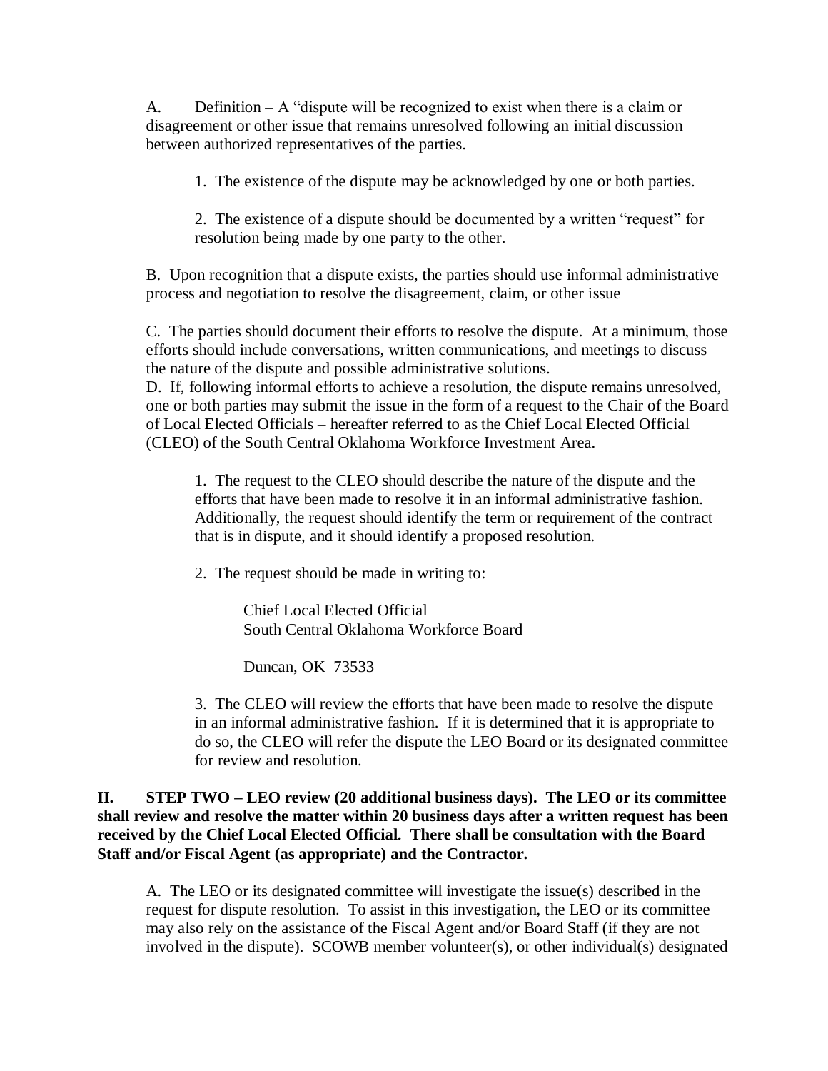A. Definition – A "dispute will be recognized to exist when there is a claim or disagreement or other issue that remains unresolved following an initial discussion between authorized representatives of the parties.

1. The existence of the dispute may be acknowledged by one or both parties.

2. The existence of a dispute should be documented by a written "request" for resolution being made by one party to the other.

B. Upon recognition that a dispute exists, the parties should use informal administrative process and negotiation to resolve the disagreement, claim, or other issue

C. The parties should document their efforts to resolve the dispute. At a minimum, those efforts should include conversations, written communications, and meetings to discuss the nature of the dispute and possible administrative solutions.

D. If, following informal efforts to achieve a resolution, the dispute remains unresolved, one or both parties may submit the issue in the form of a request to the Chair of the Board of Local Elected Officials – hereafter referred to as the Chief Local Elected Official (CLEO) of the South Central Oklahoma Workforce Investment Area.

1. The request to the CLEO should describe the nature of the dispute and the efforts that have been made to resolve it in an informal administrative fashion. Additionally, the request should identify the term or requirement of the contract that is in dispute, and it should identify a proposed resolution.

2. The request should be made in writing to:

Chief Local Elected Official
South Central Oklahoma Workforce Board

Duncan, OK 73533

3. The CLEO will review the efforts that have been made to resolve the dispute in an informal administrative fashion. If it is determined that it is appropriate to do so, the CLEO will refer the dispute the LEO Board or its designated committee for review and resolution.

**II. STEP TWO – LEO review (20 additional business days). The LEO or its committee shall review and resolve the matter within 20 business days after a written request has been received by the Chief Local Elected Official. There shall be consultation with the Board Staff and/or Fiscal Agent (as appropriate) and the Contractor.**

A. The LEO or its designated committee will investigate the issue(s) described in the request for dispute resolution. To assist in this investigation, the LEO or its committee may also rely on the assistance of the Fiscal Agent and/or Board Staff (if they are not involved in the dispute). SCOWB member volunteer(s), or other individual(s) designated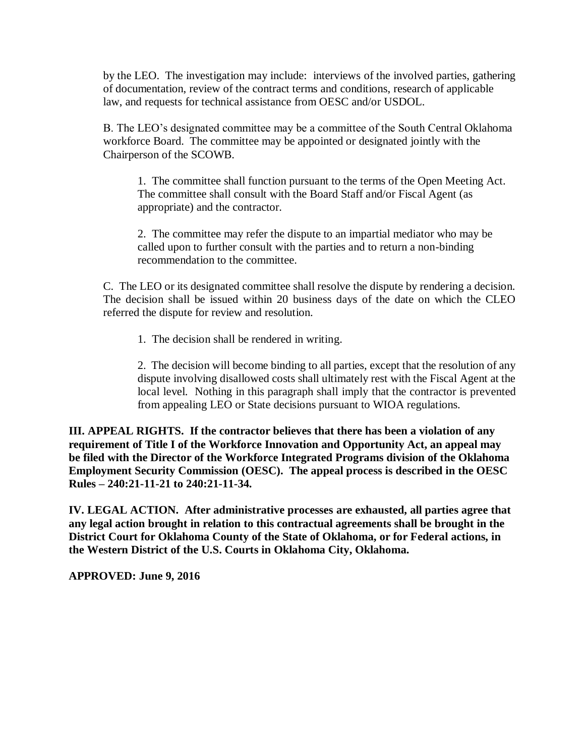by the LEO. The investigation may include: interviews of the involved parties, gathering of documentation, review of the contract terms and conditions, research of applicable law, and requests for technical assistance from OESC and/or USDOL.

B. The LEO's designated committee may be a committee of the South Central Oklahoma workforce Board. The committee may be appointed or designated jointly with the Chairperson of the SCOWB.

1. The committee shall function pursuant to the terms of the Open Meeting Act. The committee shall consult with the Board Staff and/or Fiscal Agent (as appropriate) and the contractor.

2. The committee may refer the dispute to an impartial mediator who may be called upon to further consult with the parties and to return a non-binding recommendation to the committee.

C. The LEO or its designated committee shall resolve the dispute by rendering a decision. The decision shall be issued within 20 business days of the date on which the CLEO referred the dispute for review and resolution.

1. The decision shall be rendered in writing.

2. The decision will become binding to all parties, except that the resolution of any dispute involving disallowed costs shall ultimately rest with the Fiscal Agent at the local level. Nothing in this paragraph shall imply that the contractor is prevented from appealing LEO or State decisions pursuant to WIOA regulations.

**III. APPEAL RIGHTS. If the contractor believes that there has been a violation of any requirement of Title I of the Workforce Innovation and Opportunity Act, an appeal may be filed with the Director of the Workforce Integrated Programs division of the Oklahoma Employment Security Commission (OESC). The appeal process is described in the OESC Rules – 240:21-11-21 to 240:21-11-34.**

**IV. LEGAL ACTION. After administrative processes are exhausted, all parties agree that any legal action brought in relation to this contractual agreements shall be brought in the District Court for Oklahoma County of the State of Oklahoma, or for Federal actions, in the Western District of the U.S. Courts in Oklahoma City, Oklahoma.**

**APPROVED: June 9, 2016**